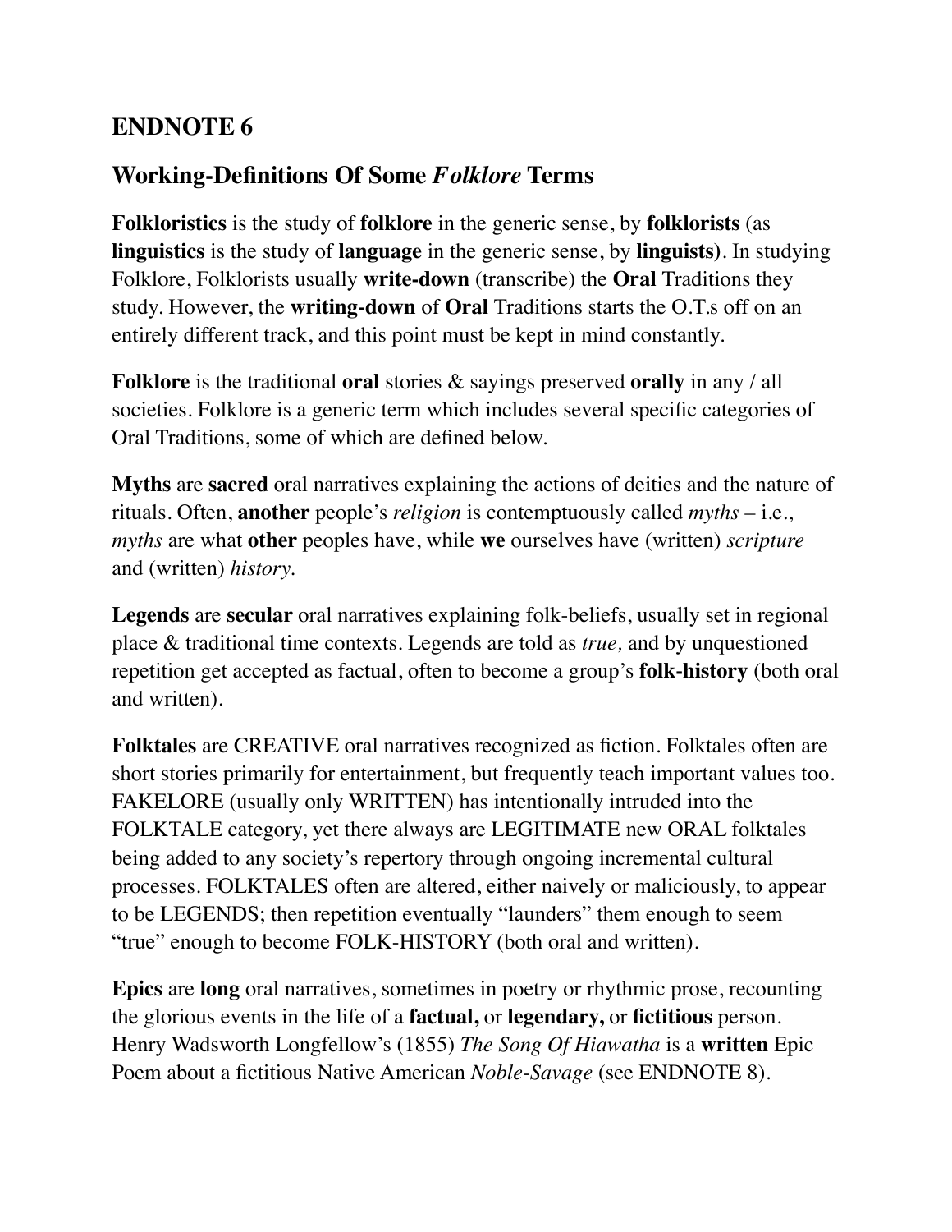## ENDNOTE 6

### Working-Definitions Of Some *Folklore* Terms

**Folkloristics** is the study of **folklore** in the generic sense, by **folklorists** (as **linguistics** is the study of **language** in the generic sense, by **linguists)**. In studying Folklore, Folklorists usually **write-down** (transcribe) the **Oral** Traditions they study. However, the **writing-down** of **Oral** Traditions starts the O.T.s off on an entirely different track, and this point must be kept in mind constantly.

**Folklore** is the traditional **oral** stories & sayings preserved **orally** in any / all societies. Folklore is a generic term which includes several specific categories of Oral Traditions, some of which are defined below.

**Myths** are **sacred** oral narratives explaining the actions of deities and the nature of rituals. Often, **another** people's *religion* is contemptuously called *myths* – i.e., *myths* are what **other** peoples have, while **we** ourselves have (written) *scripture* and (written) *history.*

**Legends** are **secular** oral narratives explaining folk-beliefs, usually set in regional place & traditional time contexts. Legends are told as *true,* and by unquestioned repetition get accepted as factual, often to become a group's **folk-history** (both oral and written).

**Folktales** are CREATIVE oral narratives recognized as fiction. Folktales often are short stories primarily for entertainment, but frequently teach important values too. FAKELORE (usually only WRITTEN) has intentionally intruded into the FOLKTALE category, yet there always are LEGITIMATE new ORAL folktales being added to any society's repertory through ongoing incremental cultural processes. FOLKTALES often are altered, either naively or maliciously, to appear to be LEGENDS; then repetition eventually "launders" them enough to seem "true" enough to become FOLK-HISTORY (both oral and written).

**Epics** are **long** oral narratives, sometimes in poetry or rhythmic prose, recounting the glorious events in the life of a **factual,** or **legendary,** or **fictitious** person. Henry Wadsworth Longfellow's (1855) *The Song Of Hiawatha* is a **written** Epic Poem about a fictitious Native American *Noble-Savage* (see ENDNOTE 8).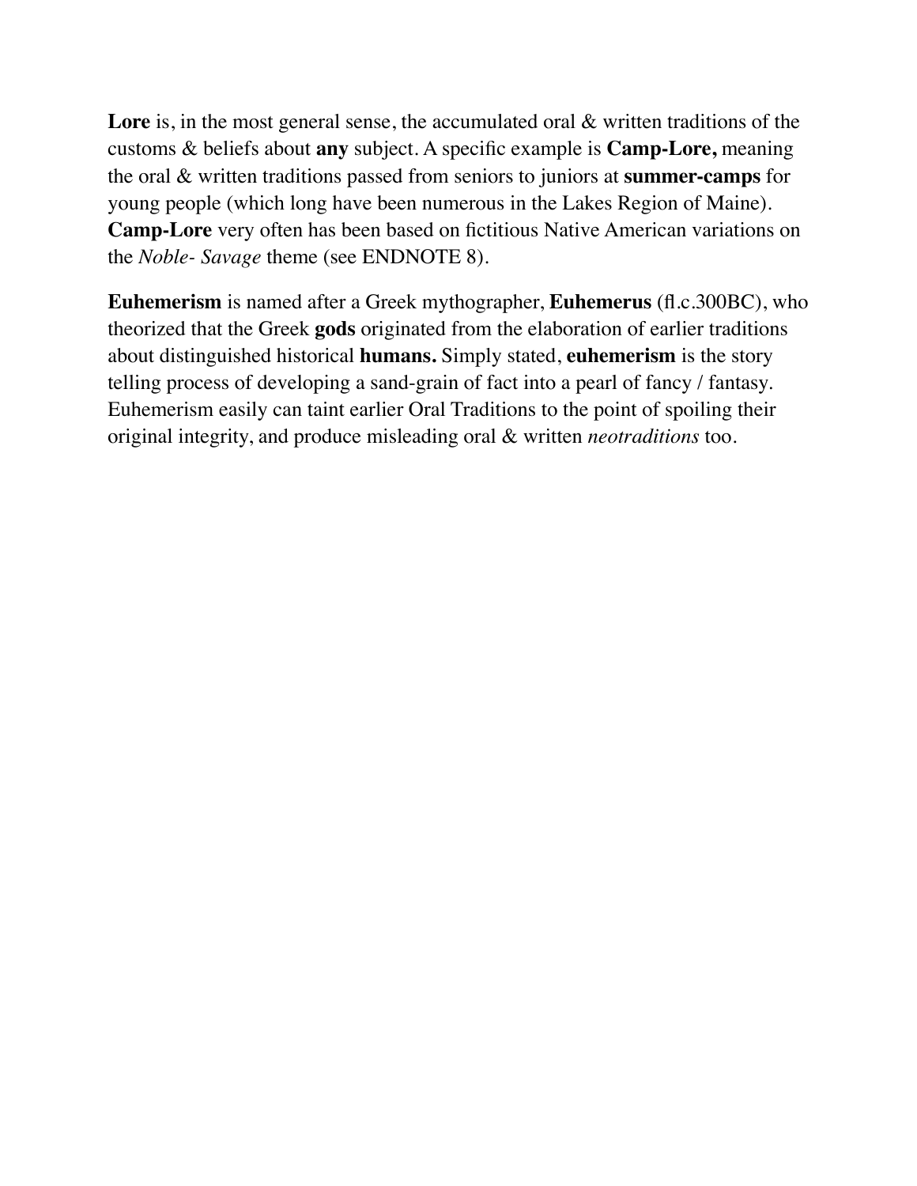**Lore** is, in the most general sense, the accumulated oral & written traditions of the customs & beliefs about **any** subject. A specific example is **Camp-Lore,** meaning the oral & written traditions passed from seniors to juniors at **summer-camps** for young people (which long have been numerous in the Lakes Region of Maine). **Camp-Lore** very often has been based on fictitious Native American variations on the *Noble- Savage* theme (see ENDNOTE 8).

**Euhemerism** is named after a Greek mythographer, **Euhemerus** (fl.c.300BC), who theorized that the Greek **gods** originated from the elaboration of earlier traditions about distinguished historical **humans.** Simply stated, **euhemerism** is the story telling process of developing a sand-grain of fact into a pearl of fancy / fantasy. Euhemerism easily can taint earlier Oral Traditions to the point of spoiling their original integrity, and produce misleading oral & written *neotraditions* too.